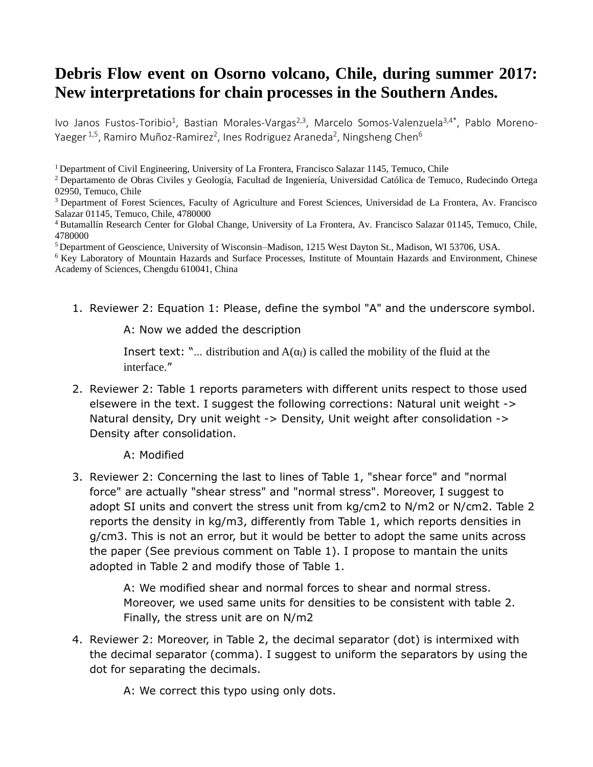# Debris Flow event on Osorno volcano, Chile, during summer 2017: New interpretations for chain processes in the Southern Andes.

Ivo Janos Fustos-Toribio[1], Bastian Morales-Vargas[2,3], Marcelo Somos-Valenzuela[3,4*], Pablo Moreno-Yaeger [1,5], Ramiro Muñoz-Ramirez[2], Ines Rodriguez Araneda[2], Ningsheng Chen[6]

[1] Department of Civil Engineering, University of La Frontera, Francisco Salazar 1145, Temuco, Chile

[2] Departamento de Obras Civiles y Geología, Facultad de Ingeniería, Universidad Católica de Temuco, Rudecindo Ortega 02950, Temuco, Chile

[3] Department of Forest Sciences, Faculty of Agriculture and Forest Sciences, Universidad de La Frontera, Av. Francisco Salazar 01145, Temuco, Chile, 4780000

[4] Butamallín Research Center for Global Change, University of La Frontera, Av. Francisco Salazar 01145, Temuco, Chile, 4780000

[5] Department of Geoscience, University of Wisconsin–Madison, 1215 West Dayton St., Madison, WI 53706, USA.

[6] Key Laboratory of Mountain Hazards and Surface Processes, Institute of Mountain Hazards and Environment, Chinese Academy of Sciences, Chengdu 610041, China

1. Reviewer 2: Equation 1: Please, define the symbol "A" and the underscore symbol.

   A: Now we added the description

   Insert text: "... distribution and $A(\alpha_f)$ is called the mobility of the fluid at the interface."

2. Reviewer 2: Table 1 reports parameters with different units respect to those used elsewere in the text. I suggest the following corrections: Natural unit weight -> Natural density, Dry unit weight -> Density, Unit weight after consolidation -> Density after consolidation.

   A: Modified

3. Reviewer 2: Concerning the last to lines of Table 1, "shear force" and "normal force" are actually "shear stress" and "normal stress". Moreover, I suggest to adopt SI units and convert the stress unit from kg/cm2 to N/m2 or N/cm2. Table 2 reports the density in kg/m3, differently from Table 1, which reports densities in g/cm3. This is not an error, but it would be better to adopt the same units across the paper (See previous comment on Table 1). I propose to mantain the units adopted in Table 2 and modify those of Table 1.

   A: We modified shear and normal forces to shear and normal stress. Moreover, we used same units for densities to be consistent with table 2. Finally, the stress unit are on N/m2

4. Reviewer 2: Moreover, in Table 2, the decimal separator (dot) is intermixed with the decimal separator (comma). I suggest to uniform the separators by using the dot for separating the decimals.

   A: We correct this typo using only dots.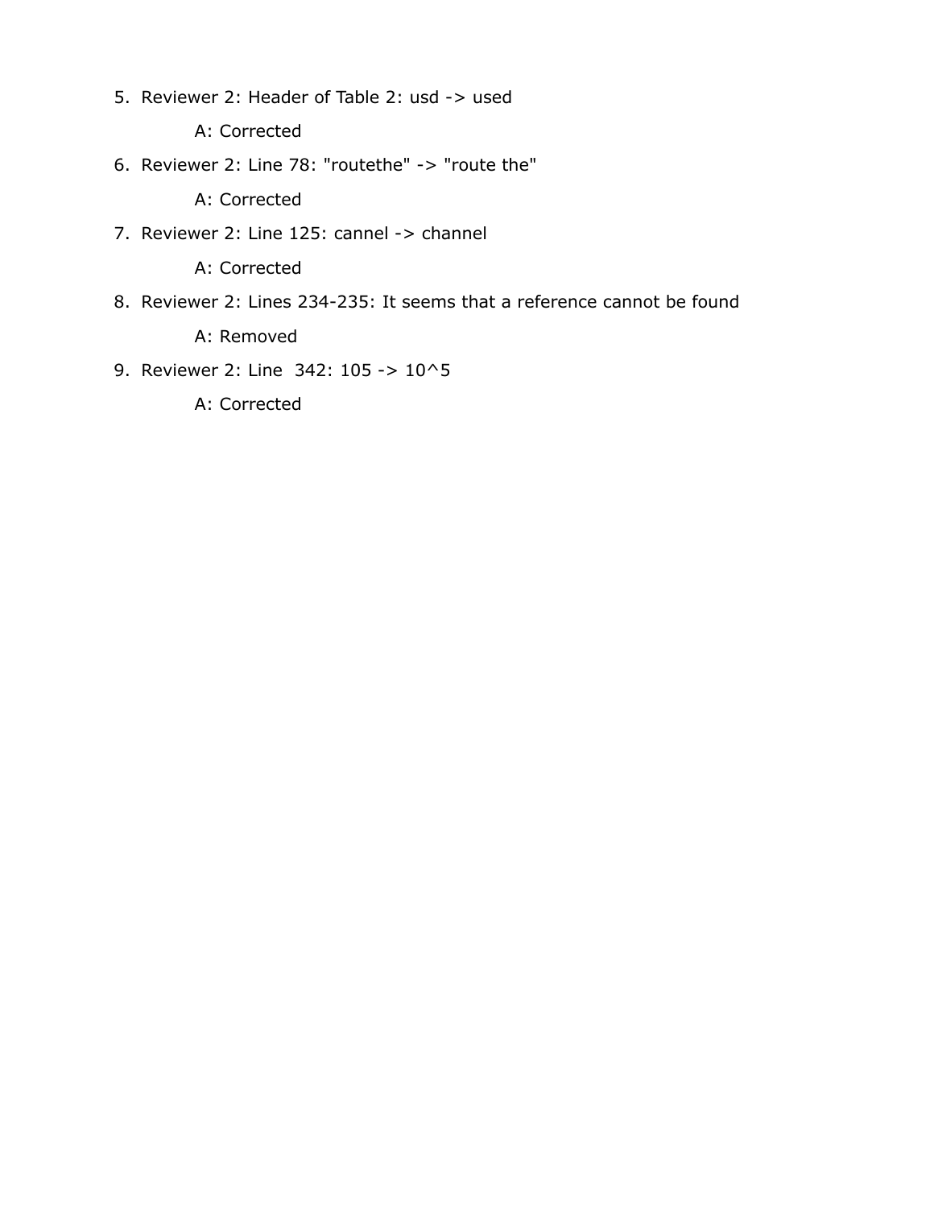5. Reviewer 2: Header of Table 2: usd -> used

   A: Corrected

6. Reviewer 2: Line 78: "routethe" -> "route the"

   A: Corrected

7. Reviewer 2: Line 125: cannel -> channel

   A: Corrected

8. Reviewer 2: Lines 234-235: It seems that a reference cannot be found

   A: Removed

9. Reviewer 2: Line  342: 105 -> 10^5

   A: Corrected